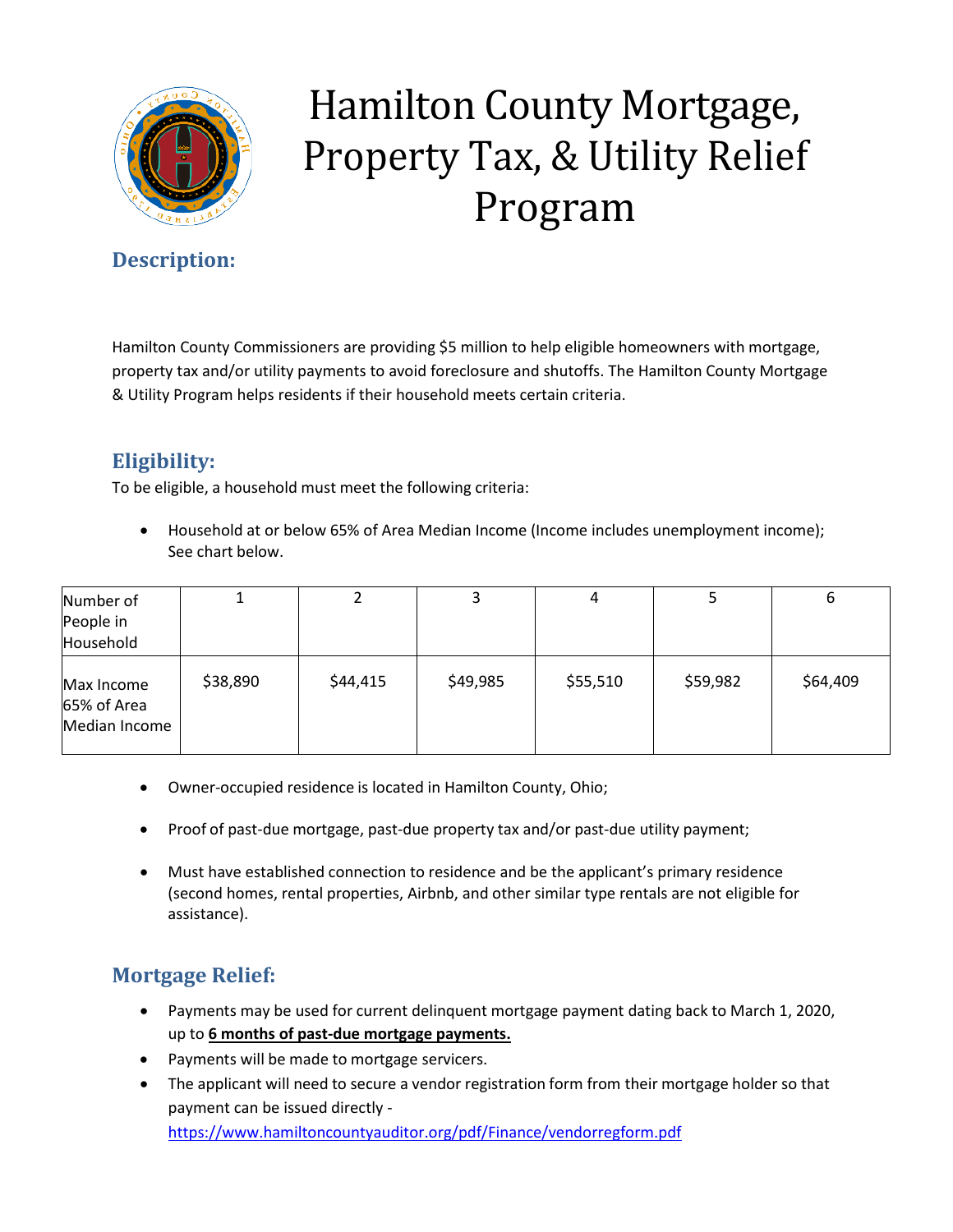# Hamilton County Mortgage, Property Tax, & Utility Relief Program

## Description:

Hamilton County Commissioners are providing $5 million to help eligible homeowners with mortgage, property tax and/or utility payments to avoid foreclosure and shutoffs. The Hamilton County Mortgage & Utility Program helps residents if their household meets certain criteria.

## Eligibility:

To be eligible, a household must meet the following criteria:

- Household at or below 65% of Area Median Income (Income includes unemployment income); See chart below.

| Number of People in Household | 1 | 2 | 3 | 4 | 5 | 6 |
|---|---|---|---|---|---|---|
| Max Income 65% of Area Median Income | $38,890 | $44,415 | $49,985 | $55,510 | $59,982 | $64,409 |

- Owner-occupied residence is located in Hamilton County, Ohio;
- Proof of past-due mortgage, past-due property tax and/or past-due utility payment;
- Must have established connection to residence and be the applicant's primary residence (second homes, rental properties, Airbnb, and other similar type rentals are not eligible for assistance).

## Mortgage Relief:

- Payments may be used for current delinquent mortgage payment dating back to March 1, 2020, up to **6 months of past-due mortgage payments.**
- Payments will be made to mortgage servicers.
- The applicant will need to secure a vendor registration form from their mortgage holder so that payment can be issued directly - https://www.hamiltoncountyauditor.org/pdf/Finance/vendorregform.pdf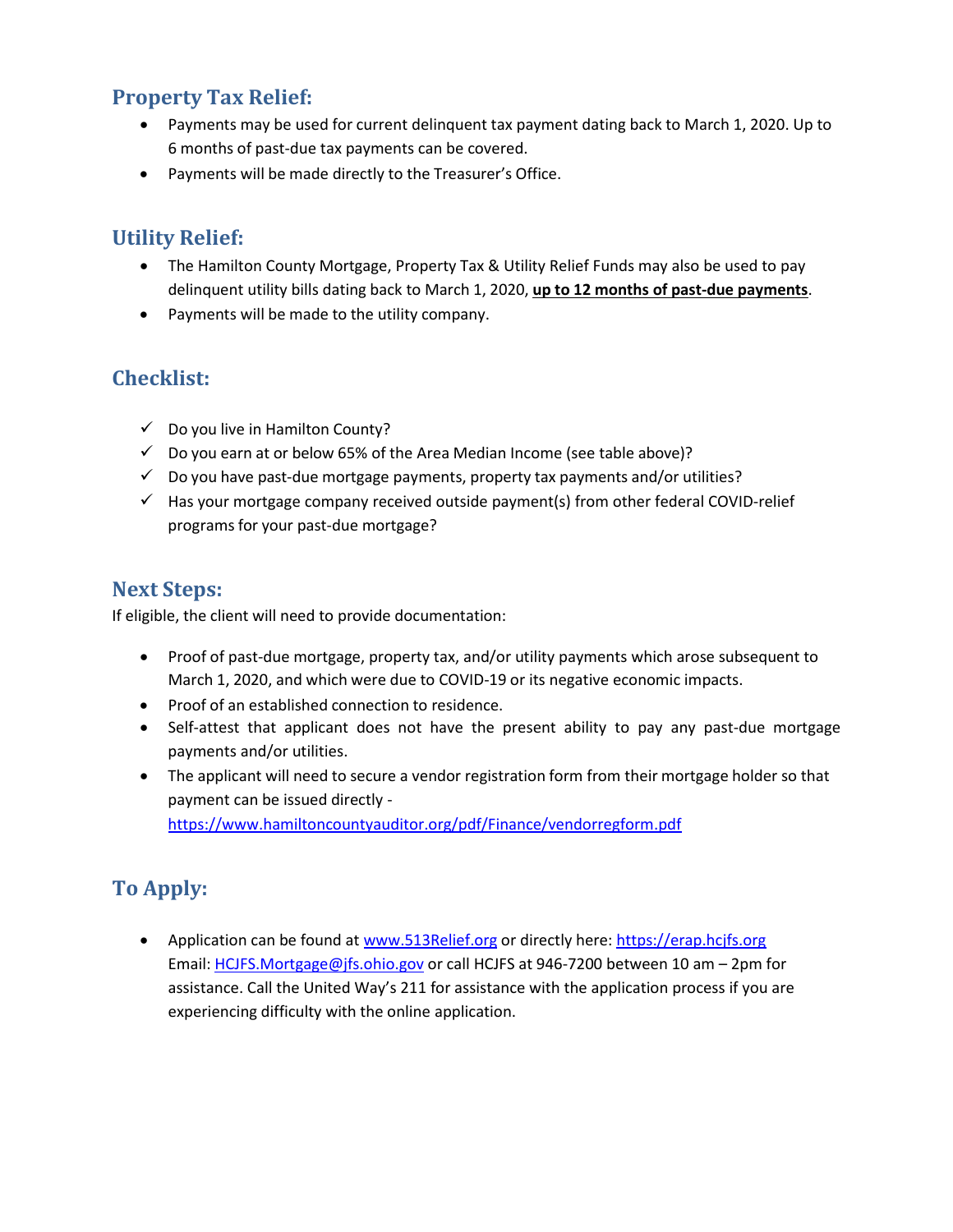## Property Tax Relief:

- Payments may be used for current delinquent tax payment dating back to March 1, 2020. Up to 6 months of past-due tax payments can be covered.
- Payments will be made directly to the Treasurer's Office.

## Utility Relief:

- The Hamilton County Mortgage, Property Tax & Utility Relief Funds may also be used to pay delinquent utility bills dating back to March 1, 2020, **up to 12 months of past-due payments**.
- Payments will be made to the utility company.

## Checklist:

- ✓ Do you live in Hamilton County?
- ✓ Do you earn at or below 65% of the Area Median Income (see table above)?
- ✓ Do you have past-due mortgage payments, property tax payments and/or utilities?
- ✓ Has your mortgage company received outside payment(s) from other federal COVID-relief programs for your past-due mortgage?

## Next Steps:

If eligible, the client will need to provide documentation:

- Proof of past-due mortgage, property tax, and/or utility payments which arose subsequent to March 1, 2020, and which were due to COVID-19 or its negative economic impacts.
- Proof of an established connection to residence.
- Self-attest that applicant does not have the present ability to pay any past-due mortgage payments and/or utilities.
- The applicant will need to secure a vendor registration form from their mortgage holder so that payment can be issued directly - https://www.hamiltoncountyauditor.org/pdf/Finance/vendorregform.pdf

## To Apply:

- Application can be found at www.513Relief.org or directly here: https://erap.hcjfs.org Email: HCJFS.Mortgage@jfs.ohio.gov or call HCJFS at 946-7200 between 10 am – 2pm for assistance. Call the United Way's 211 for assistance with the application process if you are experiencing difficulty with the online application.